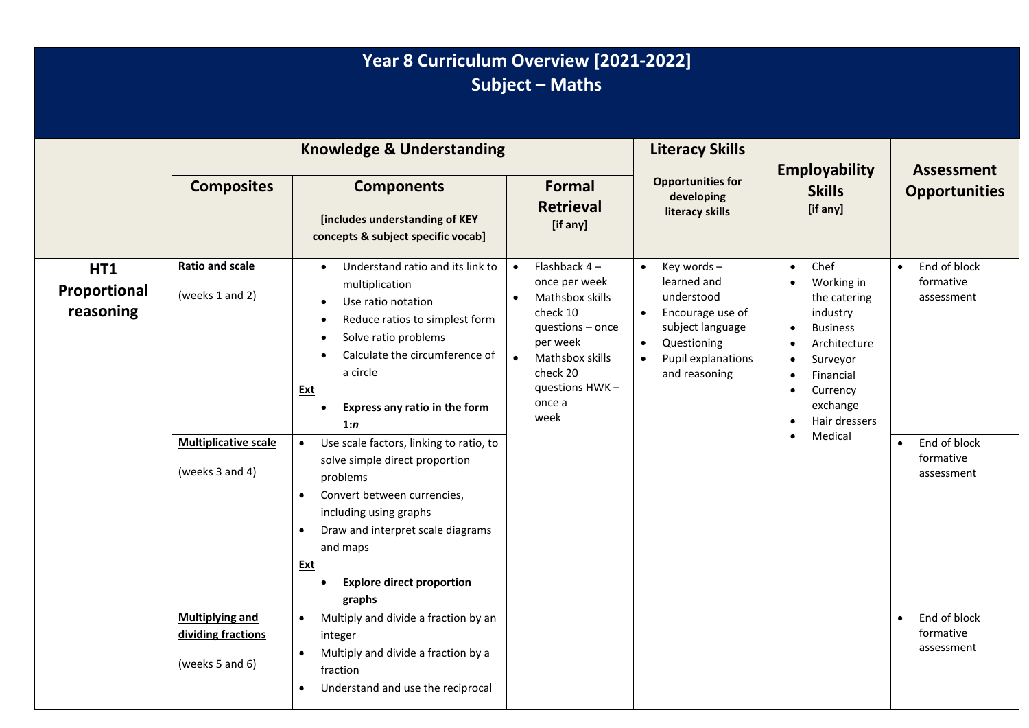# Year 8 Curriculum Overview [2021-2022]
## Subject – Maths

| | Knowledge & Understanding | | | Literacy Skills | Employability Skills [if any] | Assessment Opportunities |
|---|---|---|---|---|---|---|
| | **Composites** | **Components** [includes understanding of KEY concepts & subject specific vocab] | **Formal Retrieval** [if any] | Opportunities for developing literacy skills | | |
| **HT1 Proportional reasoning** | **Ratio and scale** (weeks 1 and 2) | • Understand ratio and its link to multiplication<br>• Use ratio notation<br>• Reduce ratios to simplest form<br>• Solve ratio problems<br>• Calculate the circumference of a circle<br>**Ext**<br>• **Express any ratio in the form 1:*n*** | • Flashback 4 – once per week<br>• Mathsbox skills check 10 questions – once per week<br>• Mathsbox skills check 20 questions HWK – once a week | • Key words – learned and understood<br>• Encourage use of subject language<br>• Questioning<br>• Pupil explanations and reasoning | • Chef<br>• Working in the catering industry<br>• Business<br>• Architecture<br>• Surveyor<br>• Financial<br>• Currency exchange<br>• Hair dressers<br>• Medical | • End of block formative assessment |
| | **Multiplicative scale** (weeks 3 and 4) | • Use scale factors, linking to ratio, to solve simple direct proportion problems<br>• Convert between currencies, including using graphs<br>• Draw and interpret scale diagrams and maps<br>**Ext**<br>• **Explore direct proportion graphs** | | | | • End of block formative assessment |
| | **Multiplying and dividing fractions** (weeks 5 and 6) | • Multiply and divide a fraction by an integer<br>• Multiply and divide a fraction by a fraction<br>• Understand and use the reciprocal | | | | • End of block formative assessment |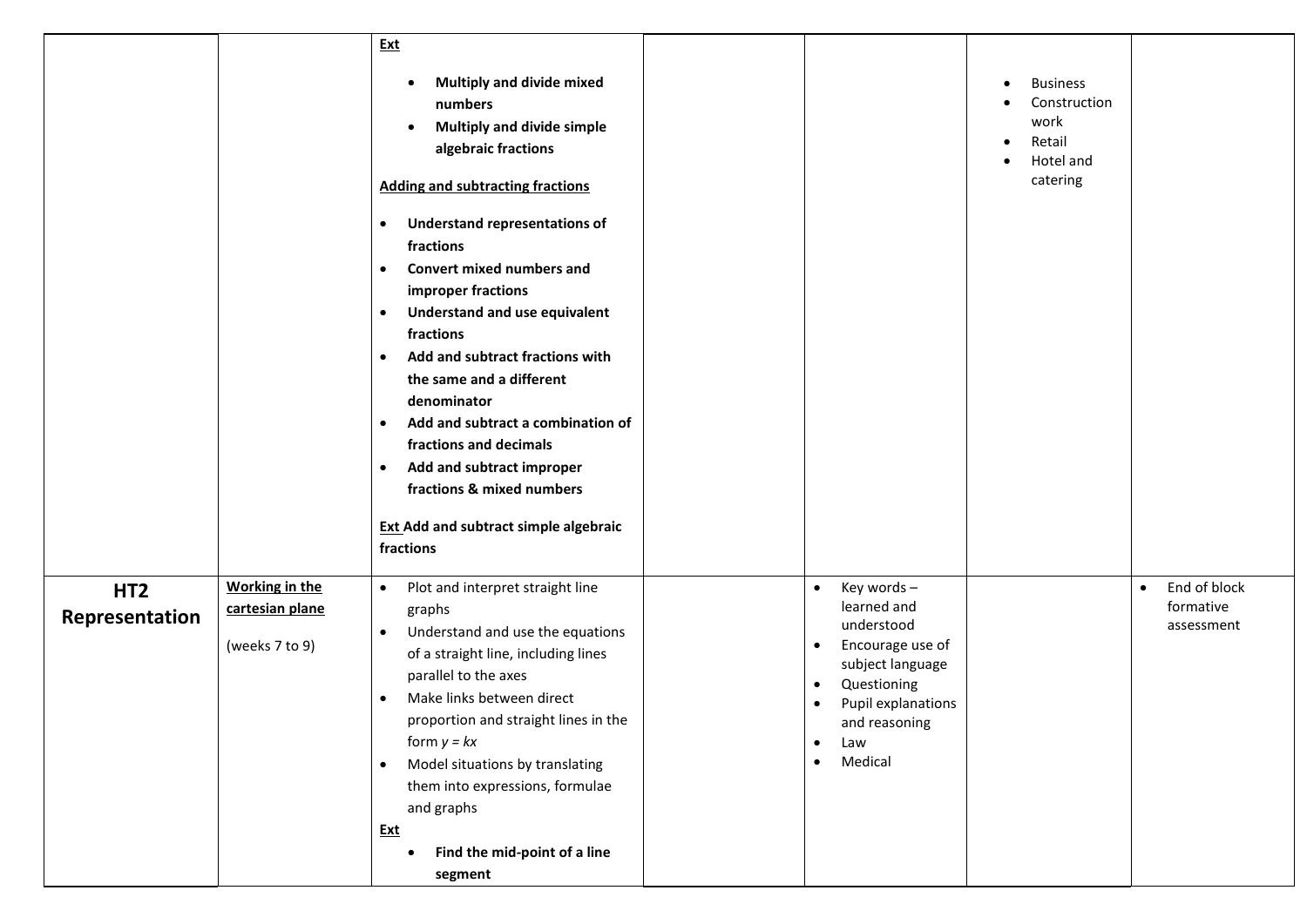| | | | | | | |
|---|---|---|---|---|---|---|
| | | **Ext**<br>• **Multiply and divide mixed numbers**<br>• **Multiply and divide simple algebraic fractions**<br><br>**Adding and subtracting fractions**<br>• **Understand representations of fractions**<br>• **Convert mixed numbers and improper fractions**<br>• **Understand and use equivalent fractions**<br>• **Add and subtract fractions with the same and a different denominator**<br>• **Add and subtract a combination of fractions and decimals**<br>• **Add and subtract improper fractions & mixed numbers**<br><br>**Ext Add and subtract simple algebraic fractions** | | | • Business<br>• Construction work<br>• Retail<br>• Hotel and catering | |
| **HT2 Representation** | **Working in the cartesian plane**<br><br>(weeks 7 to 9) | • Plot and interpret straight line graphs<br>• Understand and use the equations of a straight line, including lines parallel to the axes<br>• Make links between direct proportion and straight lines in the form $y = kx$<br>• Model situations by translating them into expressions, formulae and graphs<br>**Ext**<br>• **Find the mid-point of a line segment** | | • Key words – learned and understood<br>• Encourage use of subject language<br>• Questioning<br>• Pupil explanations and reasoning<br>• Law<br>• Medical | | • End of block formative assessment |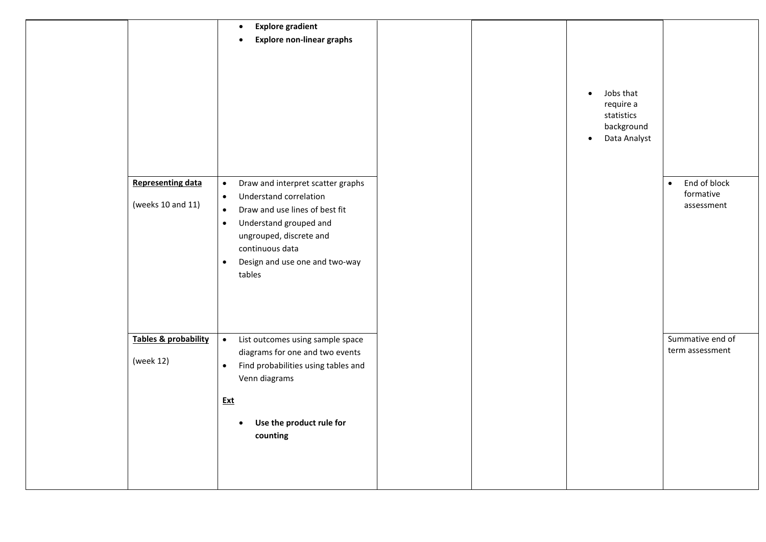| | | | | | | |
|---|---|---|---|---|---|---|
| | | • **Explore gradient**<br>• **Explore non-linear graphs** | | | • Jobs that require a statistics background<br>• Data Analyst | |
| | **Representing data**<br><br>(weeks 10 and 11) | • Draw and interpret scatter graphs<br>• Understand correlation<br>• Draw and use lines of best fit<br>• Understand grouped and ungrouped, discrete and continuous data<br>• Design and use one and two-way tables | | | | • End of block formative assessment |
| | **Tables & probability**<br><br>(week 12) | • List outcomes using sample space diagrams for one and two events<br>• Find probabilities using tables and Venn diagrams<br><br>**Ext**<br><br>• **Use the product rule for counting** | | | | Summative end of term assessment |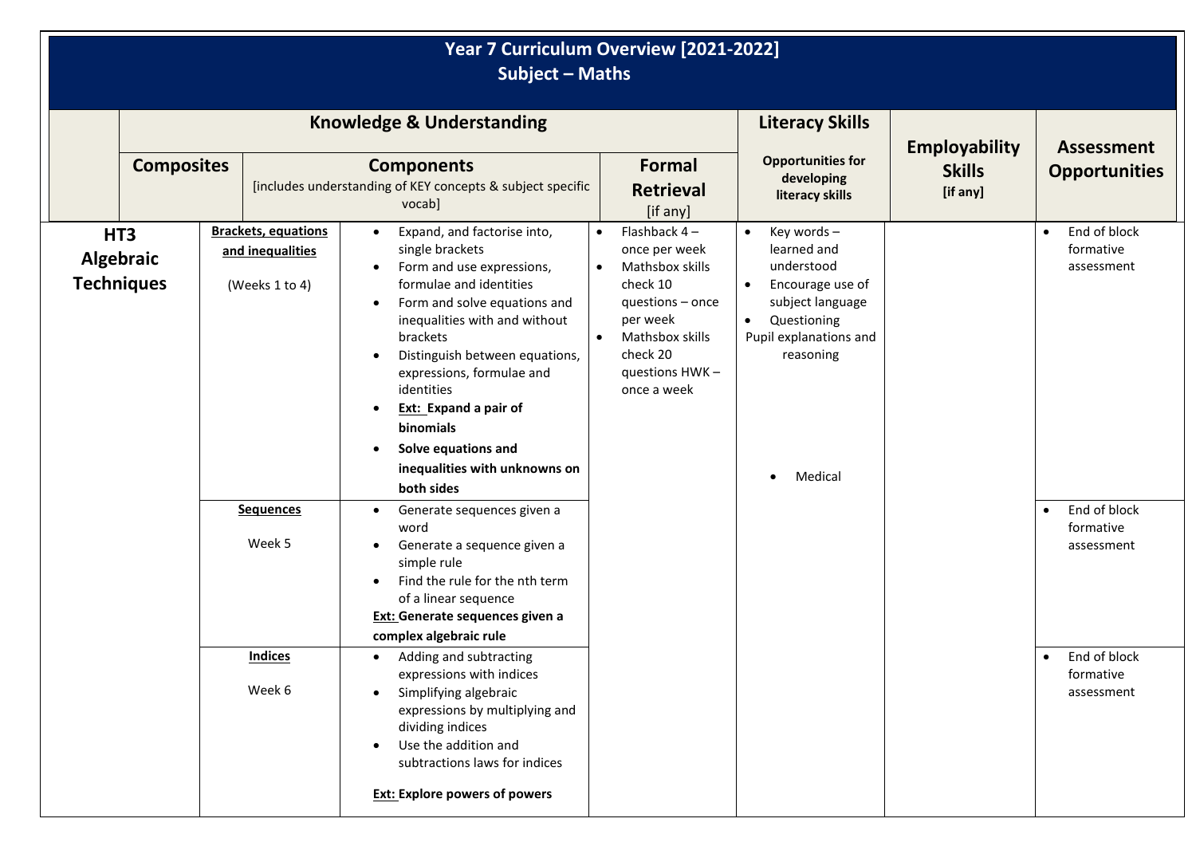# Year 7 Curriculum Overview [2021-2022]
## Subject – Maths

| | Knowledge & Understanding | | | | Literacy Skills | Employability Skills [if any] | Assessment Opportunities |
|---|---|---|---|---|---|---|---|
| | Composites | | Components [includes understanding of KEY concepts & subject specific vocab] | Formal Retrieval [if any] | Opportunities for developing literacy skills | | |
| **HT3 Algebraic Techniques** | **Brackets, equations and inequalities** (Weeks 1 to 4) | | • Expand, and factorise into, single brackets<br>• Form and use expressions, formulae and identities<br>• Form and solve equations and inequalities with and without brackets<br>• Distinguish between equations, expressions, formulae and identities<br>• **Ext: Expand a pair of binomials**<br>• **Solve equations and inequalities with unknowns on both sides** | • Flashback 4 – once per week<br>• Mathsbox skills check 10 questions – once per week<br>• Mathsbox skills check 20 questions HWK – once a week | • Key words – learned and understood<br>• Encourage use of subject language<br>• Questioning<br>Pupil explanations and reasoning<br><br>• Medical | | • End of block formative assessment |
| | **Sequences** Week 5 | | • Generate sequences given a word<br>• Generate a sequence given a simple rule<br>• Find the rule for the nth term of a linear sequence<br>**Ext: Generate sequences given a complex algebraic rule** | | | | • End of block formative assessment |
| | **Indices** Week 6 | | • Adding and subtracting expressions with indices<br>• Simplifying algebraic expressions by multiplying and dividing indices<br>• Use the addition and subtractions laws for indices<br><br>**Ext: Explore powers of powers** | | | | • End of block formative assessment |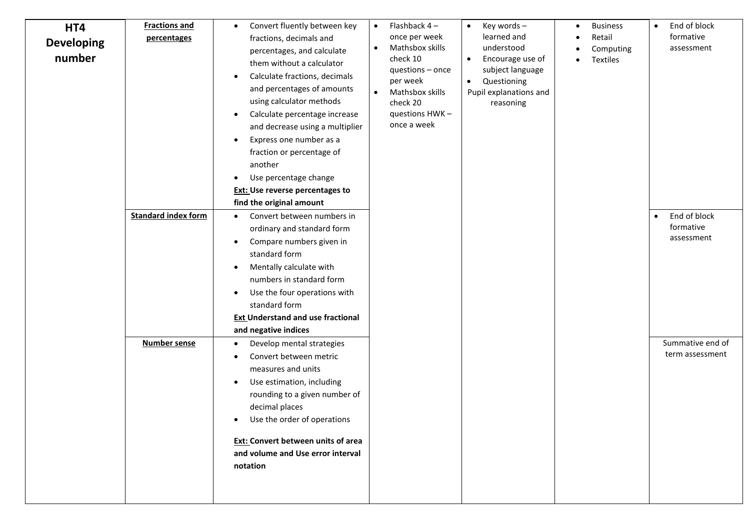| HT4 Developing number | Fractions and percentages | <ul><li>Convert fluently between key fractions, decimals and percentages, and calculate them without a calculator</li><li>Calculate fractions, decimals and percentages of amounts using calculator methods</li><li>Calculate percentage increase and decrease using a multiplier</li><li>Express one number as a fraction or percentage of another</li><li>Use percentage change</li></ul> **Ext: Use reverse percentages to find the original amount** | <ul><li>Flashback 4 – once per week</li><li>Mathsbox skills check 10 questions – once per week</li><li>Mathsbox skills check 20 questions HWK – once a week</li></ul> | <ul><li>Key words – learned and understood</li><li>Encourage use of subject language</li><li>Questioning</li></ul> Pupil explanations and reasoning | <ul><li>Business</li><li>Retail</li><li>Computing</li><li>Textiles</li></ul> | <ul><li>End of block formative assessment</li></ul> |
|---|---|---|---|---|---|---|
| | Standard index form | <ul><li>Convert between numbers in ordinary and standard form</li><li>Compare numbers given in standard form</li><li>Mentally calculate with numbers in standard form</li><li>Use the four operations with standard form</li></ul> **Ext Understand and use fractional and negative indices** | | | | <ul><li>End of block formative assessment</li></ul> |
| | Number sense | <ul><li>Develop mental strategies</li><li>Convert between metric measures and units</li><li>Use estimation, including rounding to a given number of decimal places</li><li>Use the order of operations</li></ul> **Ext: Convert between units of area and volume and Use error interval notation** | | | | Summative end of term assessment |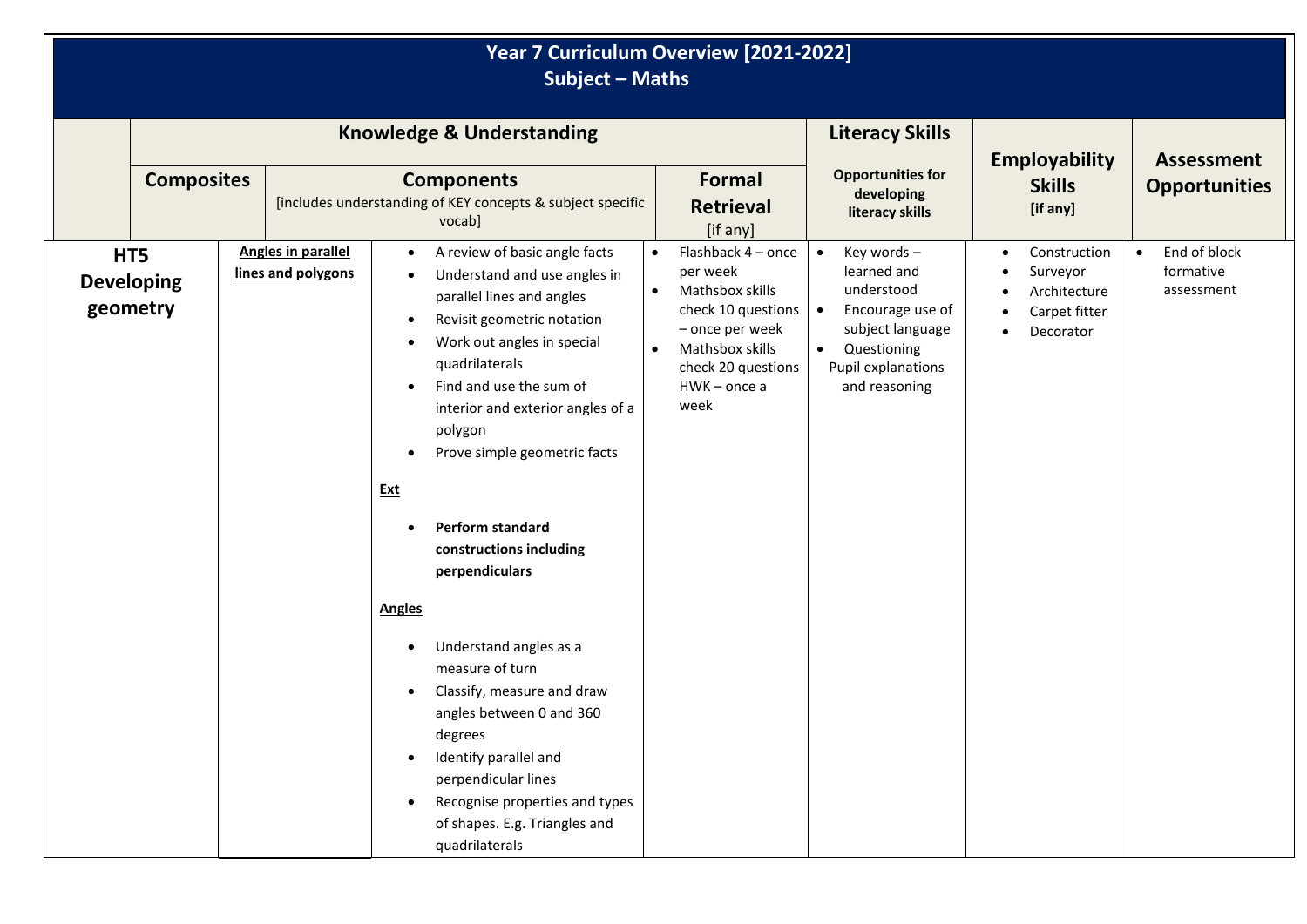# Year 7 Curriculum Overview [2021-2022]
## Subject – Maths

| | Knowledge & Understanding | | | Literacy Skills | Employability Skills [if any] | Assessment Opportunities |
|---|---|---|---|---|---|---|
| | **Composites** | **Components** [includes understanding of KEY concepts & subject specific vocab] | **Formal Retrieval** [if any] | **Opportunities for developing literacy skills** | | |
| **HT5 Developing geometry** | **Angles in parallel lines and polygons** | • A review of basic angle facts<br>• Understand and use angles in parallel lines and angles<br>• Revisit geometric notation<br>• Work out angles in special quadrilaterals<br>• Find and use the sum of interior and exterior angles of a polygon<br>• Prove simple geometric facts<br><br>**Ext**<br><br>• **Perform standard constructions including perpendiculars**<br><br>**Angles**<br><br>• Understand angles as a measure of turn<br>• Classify, measure and draw angles between 0 and 360 degrees<br>• Identify parallel and perpendicular lines<br>• Recognise properties and types of shapes. E.g. Triangles and quadrilaterals | • Flashback 4 – once per week<br>• Mathsbox skills check 10 questions – once per week<br>• Mathsbox skills check 20 questions HWK – once a week | • Key words – learned and understood<br>• Encourage use of subject language<br>• Questioning Pupil explanations and reasoning | • Construction<br>• Surveyor<br>• Architecture<br>• Carpet fitter<br>• Decorator | • End of block formative assessment |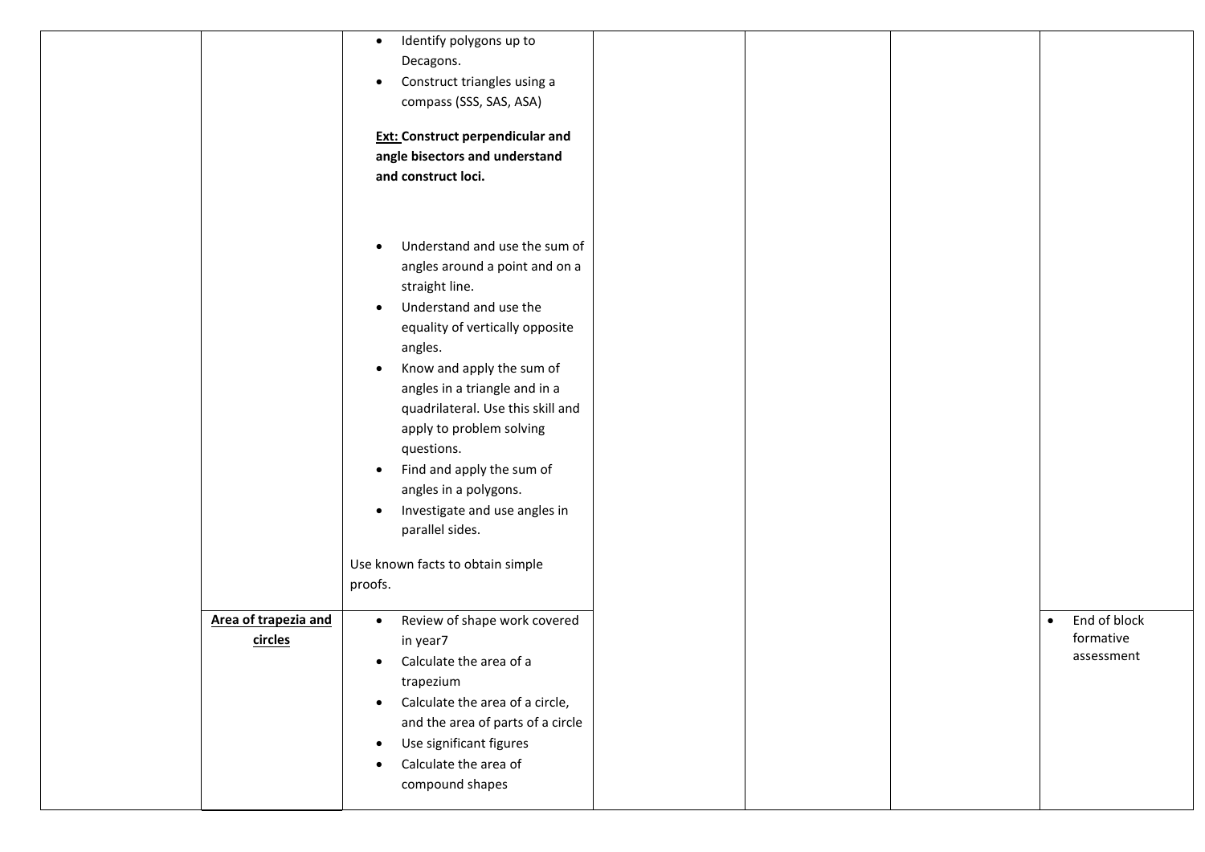|  |  |  |  |  |  |  |
|---|---|---|---|---|---|---|
|  |  | • Identify polygons up to Decagons.<br>• Construct triangles using a compass (SSS, SAS, ASA)<br><br>**<u>Ext:</u> Construct perpendicular and angle bisectors and understand and construct loci.**<br><br>• Understand and use the sum of angles around a point and on a straight line.<br>• Understand and use the equality of vertically opposite angles.<br>• Know and apply the sum of angles in a triangle and in a quadrilateral. Use this skill and apply to problem solving questions.<br>• Find and apply the sum of angles in a polygons.<br>• Investigate and use angles in parallel sides.<br><br>Use known facts to obtain simple proofs. |  |  |  |  |
|  | **<u>Area of trapezia and circles</u>** | • Review of shape work covered in year7<br>• Calculate the area of a trapezium<br>• Calculate the area of a circle, and the area of parts of a circle<br>• Use significant figures<br>• Calculate the area of compound shapes |  |  |  | • End of block formative assessment |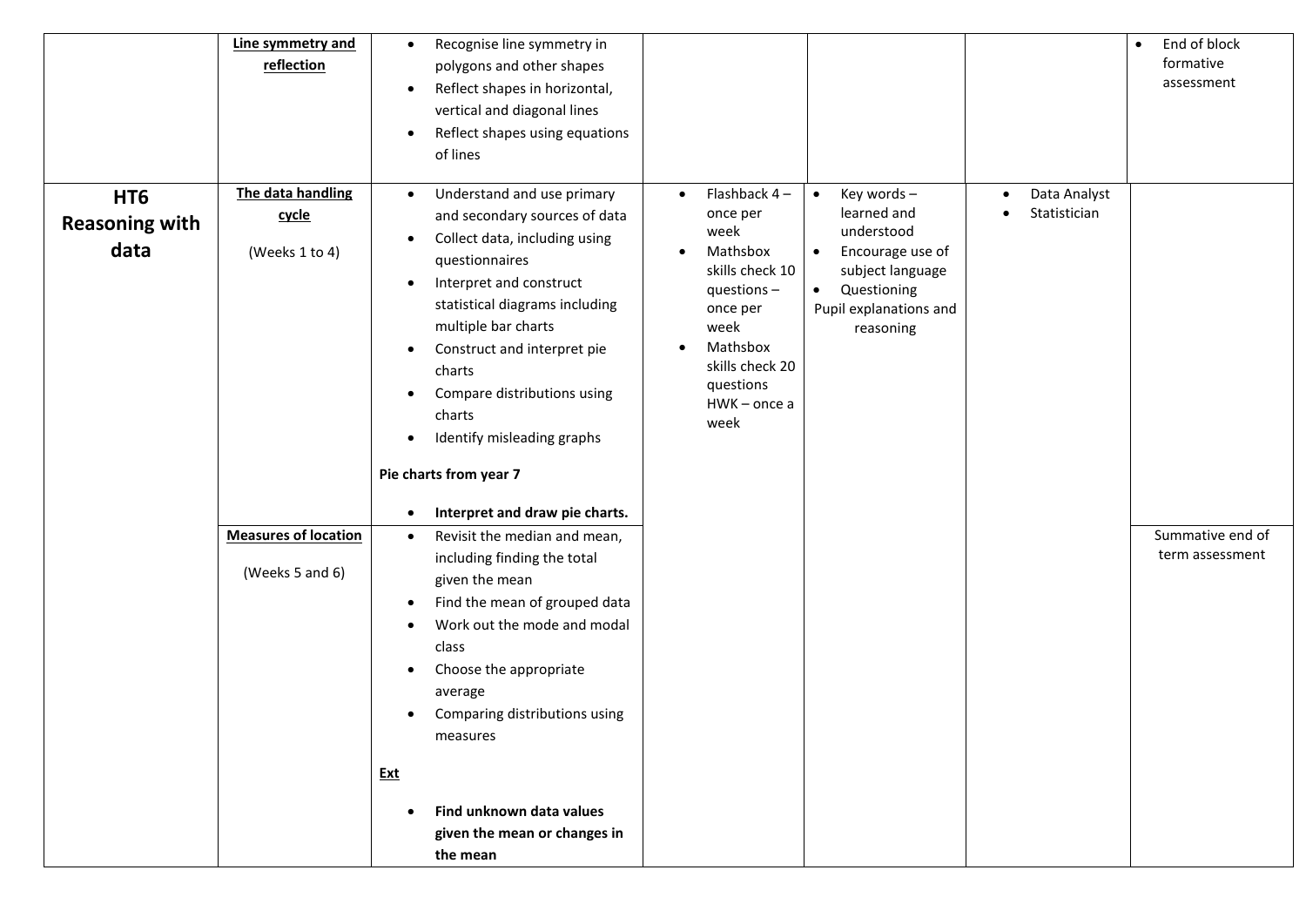| | | | | | | |
|---|---|---|---|---|---|---|
| | **Line symmetry and reflection** | • Recognise line symmetry in polygons and other shapes<br>• Reflect shapes in horizontal, vertical and diagonal lines<br>• Reflect shapes using equations of lines | | | | • End of block formative assessment |
| **HT6 Reasoning with data** | **The data handling cycle**<br><br>(Weeks 1 to 4) | • Understand and use primary and secondary sources of data<br>• Collect data, including using questionnaires<br>• Interpret and construct statistical diagrams including multiple bar charts<br>• Construct and interpret pie charts<br>• Compare distributions using charts<br>• Identify misleading graphs<br><br>**Pie charts from year 7**<br><br>• **Interpret and draw pie charts.** | • Flashback 4 – once per week<br>• Mathsbox skills check 10 questions – once per week<br>• Mathsbox skills check 20 questions HWK – once a week | • Key words – learned and understood<br>• Encourage use of subject language<br>• Questioning<br>Pupil explanations and reasoning | • Data Analyst<br>• Statistician | |
| | **Measures of location**<br><br>(Weeks 5 and 6) | • Revisit the median and mean, including finding the total given the mean<br>• Find the mean of grouped data<br>• Work out the mode and modal class<br>• Choose the appropriate average<br>• Comparing distributions using measures<br><br>**Ext**<br><br>• **Find unknown data values given the mean or changes in the mean** | | | | Summative end of term assessment |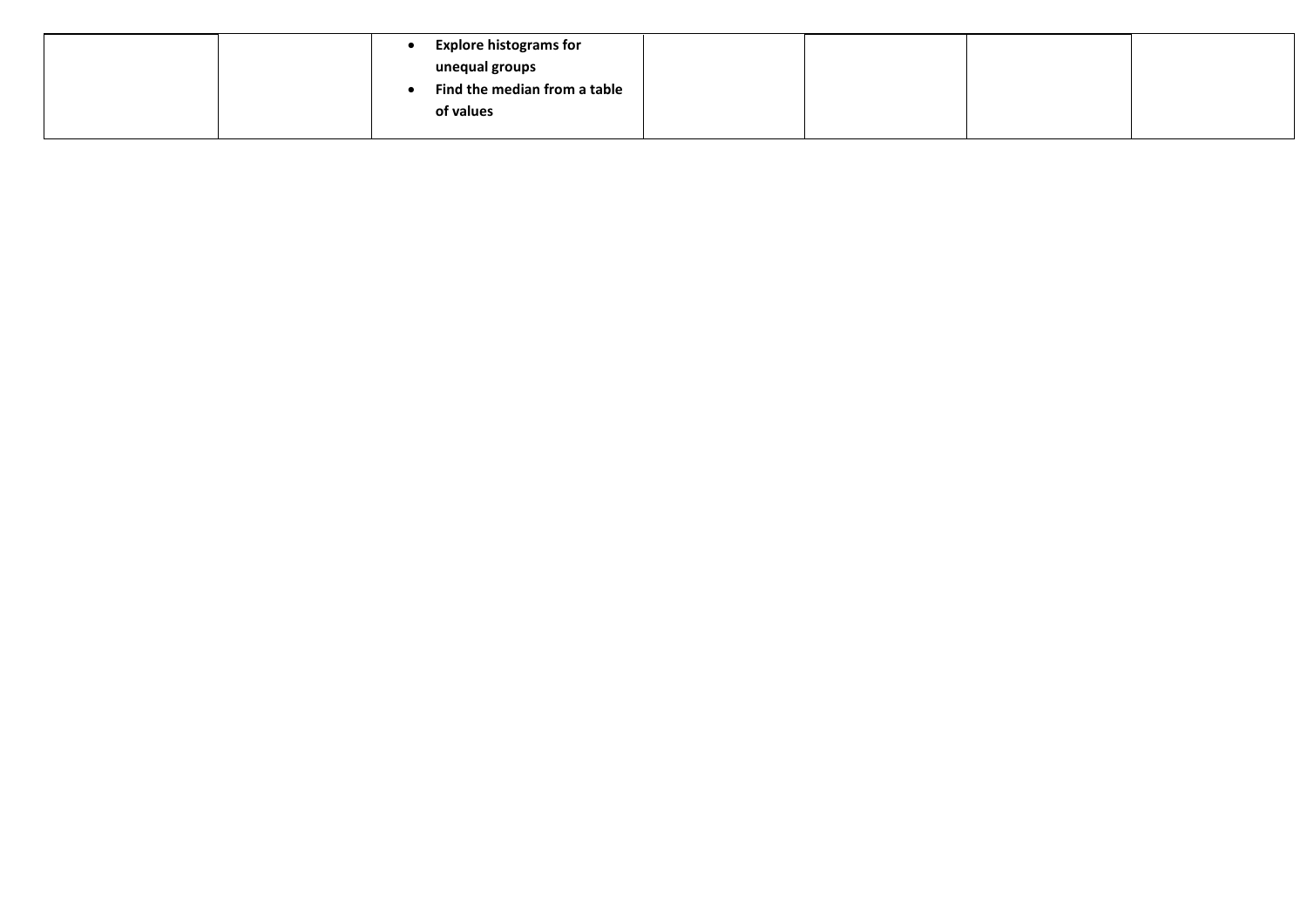| | | | | | | |
|---|---|---|---|---|---|---|
| | | • **Explore histograms for unequal groups**<br>• **Find the median from a table of values** | | | | |